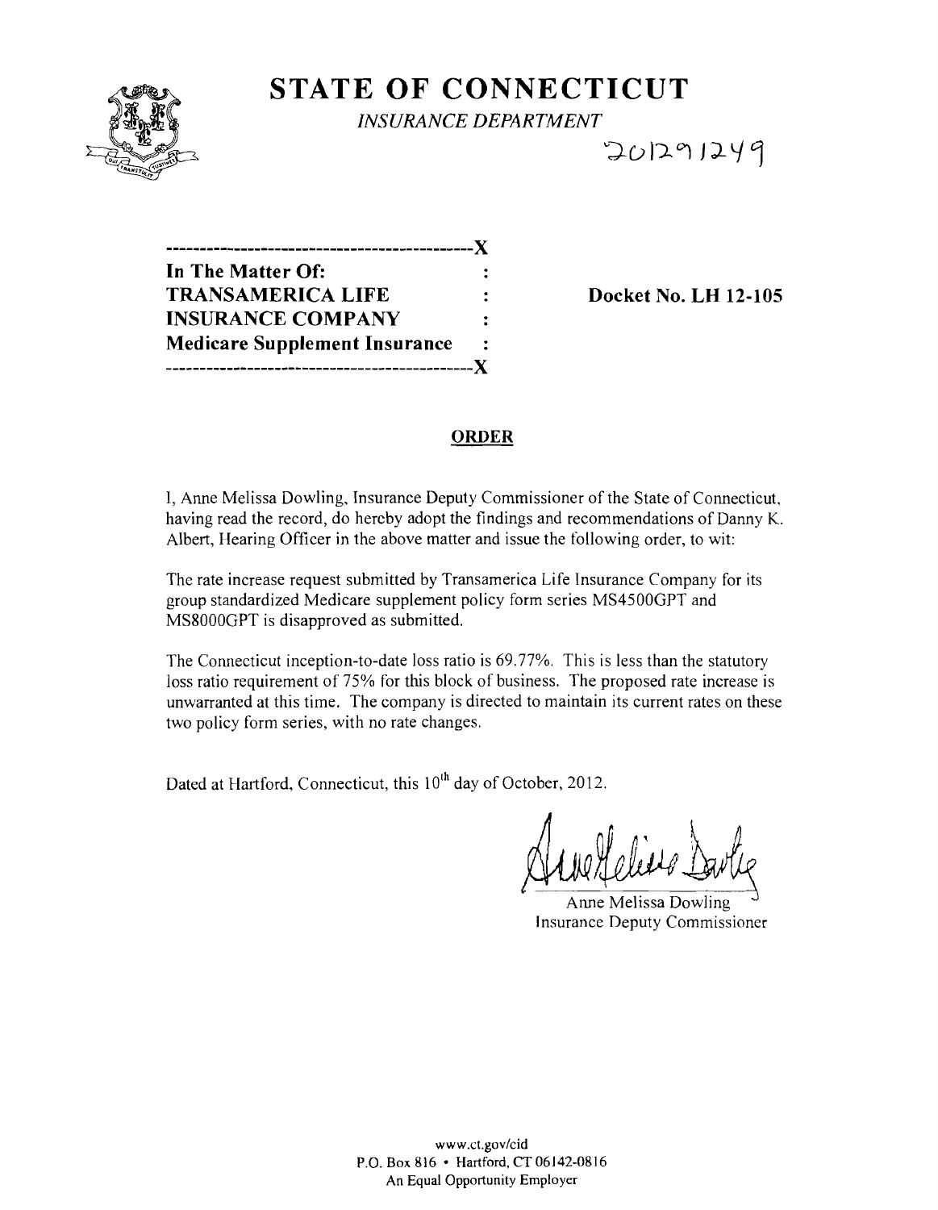# STATE OF CONNECTICUT

*INSURANCE DEPARTMENT*

20129 1249

---X

**In The Matter Of:** :
**TRANSAMERICA LIFE** : **Docket No. LH 12-105**
**INSURANCE COMPANY** :
**Medicare Supplement Insurance** :

---X

## ORDER

I, Anne Melissa Dowling, Insurance Deputy Commissioner of the State of Connecticut, having read the record, do hereby adopt the findings and recommendations of Danny K. Albert, Hearing Officer in the above matter and issue the following order, to wit:

The rate increase request submitted by Transamerica Life Insurance Company for its group standardized Medicare supplement policy form series MS4500GPT and MS8000GPT is disapproved as submitted.

The Connecticut inception-to-date loss ratio is 69.77%. This is less than the statutory loss ratio requirement of 75% for this block of business. The proposed rate increase is unwarranted at this time. The company is directed to maintain its current rates on these two policy form series, with no rate changes.

Dated at Hartford, Connecticut, this 10th day of October, 2012.

Anne Melissa Dowling
Insurance Deputy Commissioner

www.ct.gov/cid
P.O. Box 816 • Hartford, CT 06142-0816
An Equal Opportunity Employer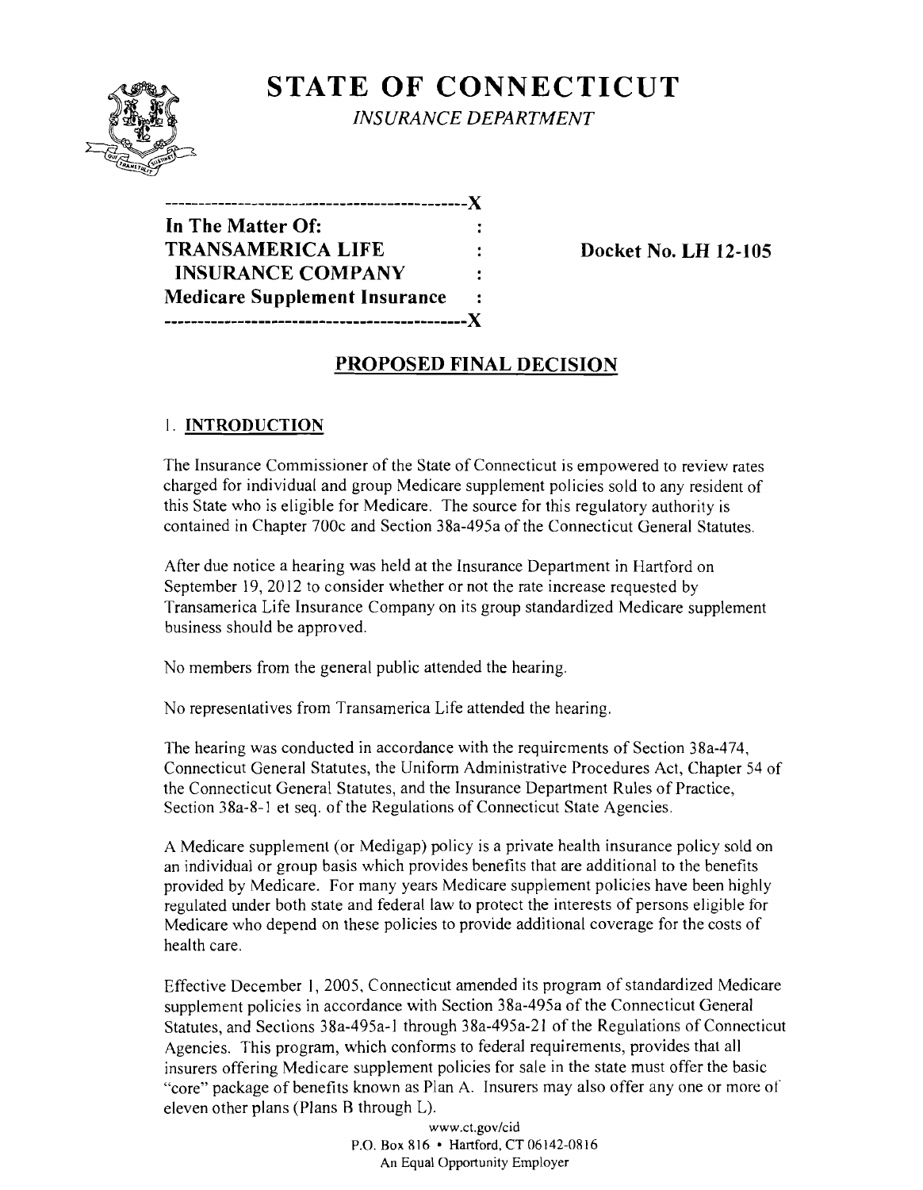# STATE OF CONNECTICUT

*INSURANCE DEPARTMENT*

```
---------------------------------------------X
In The Matter Of:                            :
TRANSAMERICA LIFE                            :
 INSURANCE COMPANY                           :
Medicare Supplement Insurance                :
---------------------------------------------X
```

**Docket No. LH 12-105**

## PROPOSED FINAL DECISION

### I. INTRODUCTION

The Insurance Commissioner of the State of Connecticut is empowered to review rates charged for individual and group Medicare supplement policies sold to any resident of this State who is eligible for Medicare. The source for this regulatory authority is contained in Chapter 700c and Section 38a-495a of the Connecticut General Statutes.

After due notice a hearing was held at the Insurance Department in Hartford on September 19, 2012 to consider whether or not the rate increase requested by Transamerica Life Insurance Company on its group standardized Medicare supplement business should be approved.

No members from the general public attended the hearing.

No representatives from Transamerica Life attended the hearing.

The hearing was conducted in accordance with the requirements of Section 38a-474, Connecticut General Statutes, the Uniform Administrative Procedures Act, Chapter 54 of the Connecticut General Statutes, and the Insurance Department Rules of Practice, Section 38a-8-1 et seq. of the Regulations of Connecticut State Agencies.

A Medicare supplement (or Medigap) policy is a private health insurance policy sold on an individual or group basis which provides benefits that are additional to the benefits provided by Medicare. For many years Medicare supplement policies have been highly regulated under both state and federal law to protect the interests of persons eligible for Medicare who depend on these policies to provide additional coverage for the costs of health care.

Effective December 1, 2005, Connecticut amended its program of standardized Medicare supplement policies in accordance with Section 38a-495a of the Connecticut General Statutes, and Sections 38a-495a-1 through 38a-495a-21 of the Regulations of Connecticut Agencies. This program, which conforms to federal requirements, provides that all insurers offering Medicare supplement policies for sale in the state must offer the basic "core" package of benefits known as Plan A. Insurers may also offer any one or more of eleven other plans (Plans B through L).

www.ct.gov/cid
P.O. Box 816 • Hartford, CT 06142-0816
An Equal Opportunity Employer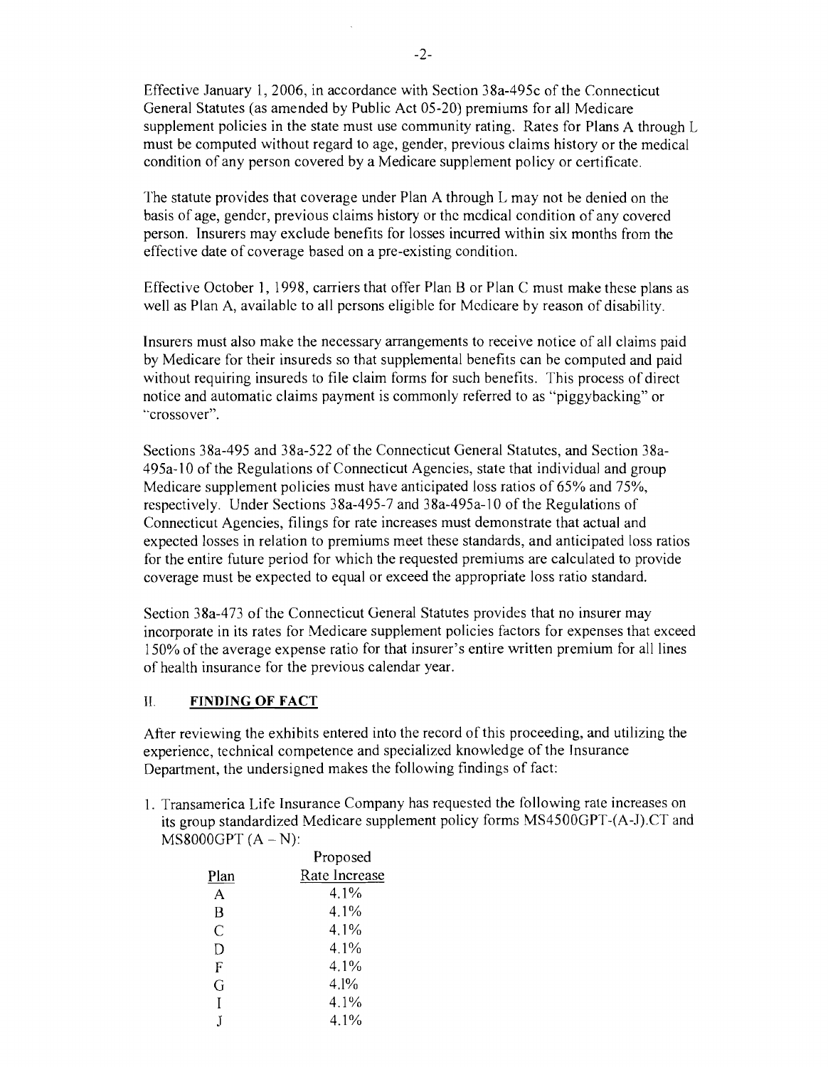Effective January 1, 2006, in accordance with Section 38a-495c of the Connecticut General Statutes (as amended by Public Act 05-20) premiums for all Medicare supplement policies in the state must use community rating. Rates for Plans A through L must be computed without regard to age, gender, previous claims history or the medical condition of any person covered by a Medicare supplement policy or certificate.

The statute provides that coverage under Plan A through L may not be denied on the basis of age, gender, previous claims history or the medical condition of any covered person. Insurers may exclude benefits for losses incurred within six months from the effective date of coverage based on a pre-existing condition.

Effective October 1, 1998, carriers that offer Plan B or Plan C must make these plans as well as Plan A, available to all persons eligible for Medicare by reason of disability.

Insurers must also make the necessary arrangements to receive notice of all claims paid by Medicare for their insureds so that supplemental benefits can be computed and paid without requiring insureds to file claim forms for such benefits. This process of direct notice and automatic claims payment is commonly referred to as "piggybacking" or "crossover".

Sections 38a-495 and 38a-522 of the Connecticut General Statutes, and Section 38a-495a-10 of the Regulations of Connecticut Agencies, state that individual and group Medicare supplement policies must have anticipated loss ratios of 65% and 75%, respectively. Under Sections 38a-495-7 and 38a-495a-10 of the Regulations of Connecticut Agencies, filings for rate increases must demonstrate that actual and expected losses in relation to premiums meet these standards, and anticipated loss ratios for the entire future period for which the requested premiums are calculated to provide coverage must be expected to equal or exceed the appropriate loss ratio standard.

Section 38a-473 of the Connecticut General Statutes provides that no insurer may incorporate in its rates for Medicare supplement policies factors for expenses that exceed 150% of the average expense ratio for that insurer's entire written premium for all lines of health insurance for the previous calendar year.

## II. FINDING OF FACT

After reviewing the exhibits entered into the record of this proceeding, and utilizing the experience, technical competence and specialized knowledge of the Insurance Department, the undersigned makes the following findings of fact:

1. Transamerica Life Insurance Company has requested the following rate increases on its group standardized Medicare supplement policy forms MS4500GPT-(A-J).CT and MS8000GPT (A – N):

| Plan | Proposed Rate Increase |
|---|---|
| A | 4.1% |
| B | 4.1% |
| C | 4.1% |
| D | 4.1% |
| F | 4.1% |
| G | 4.1% |
| I | 4.1% |
| J | 4.1% |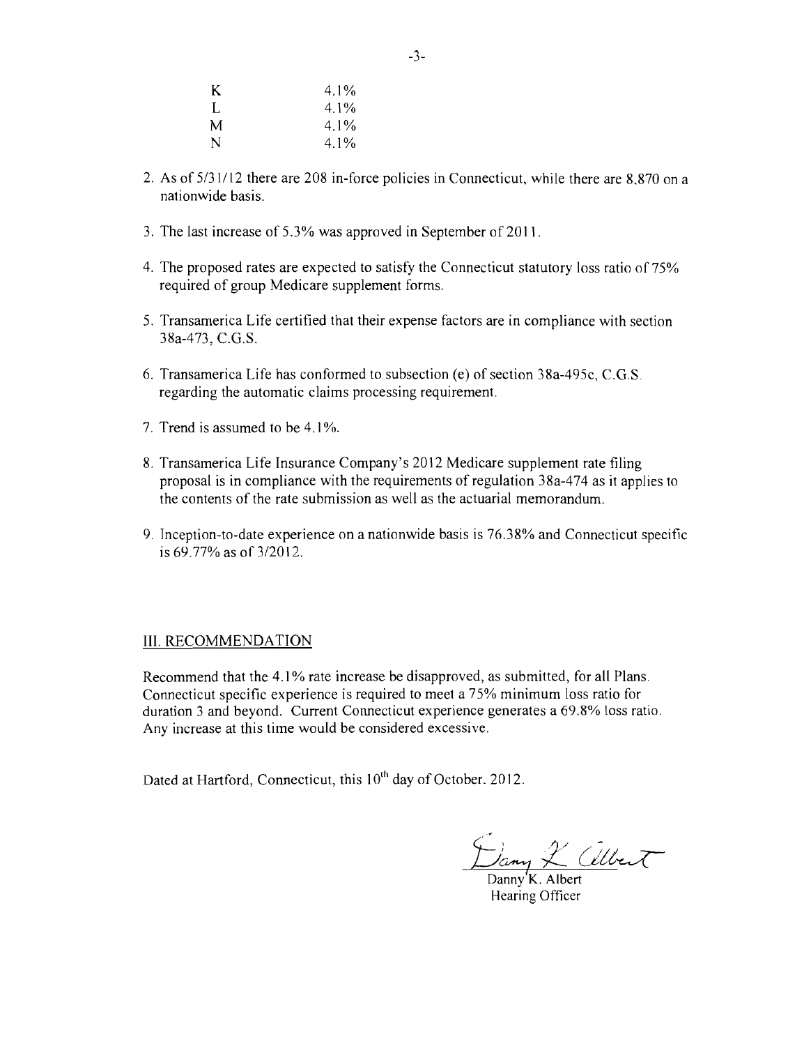| | |
|---|---|
| K | 4.1% |
| L | 4.1% |
| M | 4.1% |
| N | 4.1% |

2. As of 5/31/12 there are 208 in-force policies in Connecticut, while there are 8,870 on a nationwide basis.

3. The last increase of 5.3% was approved in September of 2011.

4. The proposed rates are expected to satisfy the Connecticut statutory loss ratio of 75% required of group Medicare supplement forms.

5. Transamerica Life certified that their expense factors are in compliance with section 38a-473, C.G.S.

6. Transamerica Life has conformed to subsection (e) of section 38a-495c, C.G.S. regarding the automatic claims processing requirement.

7. Trend is assumed to be 4.1%.

8. Transamerica Life Insurance Company's 2012 Medicare supplement rate filing proposal is in compliance with the requirements of regulation 38a-474 as it applies to the contents of the rate submission as well as the actuarial memorandum.

9. Inception-to-date experience on a nationwide basis is 76.38% and Connecticut specific is 69.77% as of 3/2012.

## III. RECOMMENDATION

Recommend that the 4.1% rate increase be disapproved, as submitted, for all Plans. Connecticut specific experience is required to meet a 75% minimum loss ratio for duration 3 and beyond. Current Connecticut experience generates a 69.8% loss ratio. Any increase at this time would be considered excessive.

Dated at Hartford, Connecticut, this 10th day of October, 2012.

Danny K. Albert
Hearing Officer